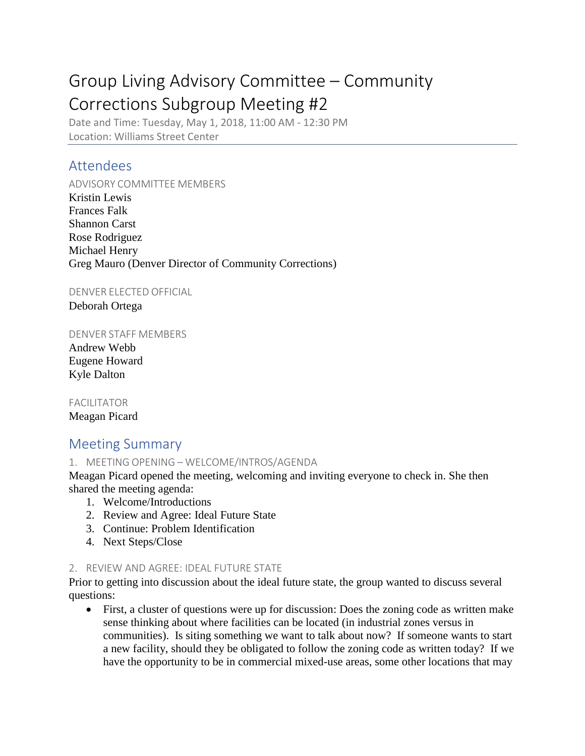# Group Living Advisory Committee – Community Corrections Subgroup Meeting #2

Date and Time: Tuesday, May 1, 2018, 11:00 AM - 12:30 PM
Location: Williams Street Center

## Attendees

ADVISORY COMMITTEE MEMBERS

Kristin Lewis
Frances Falk
Shannon Carst
Rose Rodriguez
Michael Henry
Greg Mauro (Denver Director of Community Corrections)

DENVER ELECTED OFFICIAL

Deborah Ortega

DENVER STAFF MEMBERS

Andrew Webb
Eugene Howard
Kyle Dalton

FACILITATOR

Meagan Picard

## Meeting Summary

### 1. MEETING OPENING – WELCOME/INTROS/AGENDA

Meagan Picard opened the meeting, welcoming and inviting everyone to check in. She then shared the meeting agenda:

1. Welcome/Introductions
2. Review and Agree: Ideal Future State
3. Continue: Problem Identification
4. Next Steps/Close

### 2. REVIEW AND AGREE: IDEAL FUTURE STATE

Prior to getting into discussion about the ideal future state, the group wanted to discuss several questions:

- First, a cluster of questions were up for discussion: Does the zoning code as written make sense thinking about where facilities can be located (in industrial zones versus in communities). Is siting something we want to talk about now? If someone wants to start a new facility, should they be obligated to follow the zoning code as written today? If we have the opportunity to be in commercial mixed-use areas, some other locations that may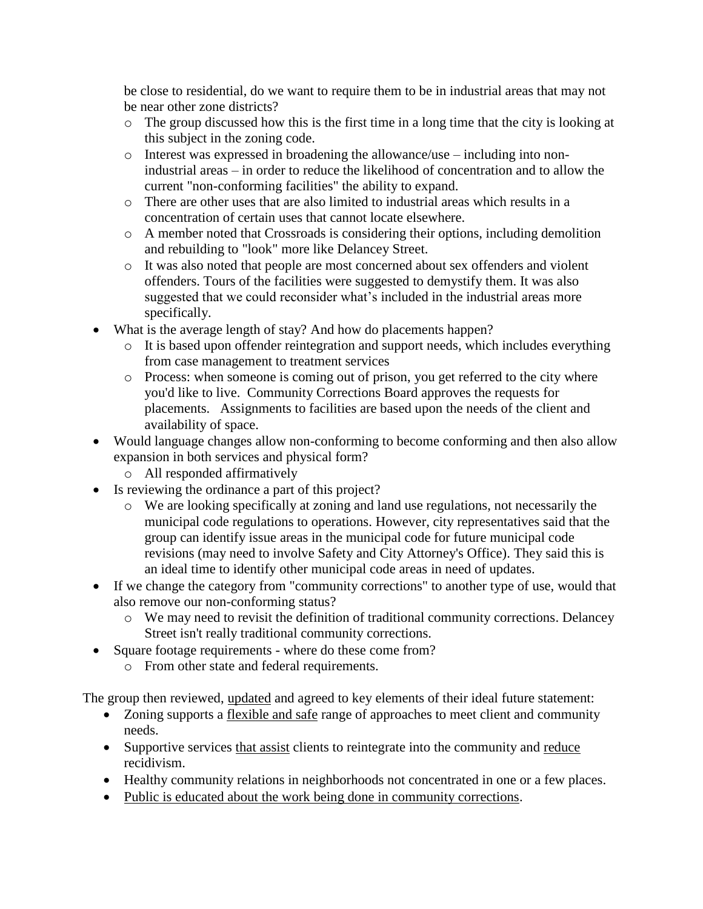be close to residential, do we want to require them to be in industrial areas that may not be near other zone districts?

- The group discussed how this is the first time in a long time that the city is looking at this subject in the zoning code.
- Interest was expressed in broadening the allowance/use – including into non-industrial areas – in order to reduce the likelihood of concentration and to allow the current "non-conforming facilities" the ability to expand.
- There are other uses that are also limited to industrial areas which results in a concentration of certain uses that cannot locate elsewhere.
- A member noted that Crossroads is considering their options, including demolition and rebuilding to "look" more like Delancey Street.
- It was also noted that people are most concerned about sex offenders and violent offenders. Tours of the facilities were suggested to demystify them. It was also suggested that we could reconsider what's included in the industrial areas more specifically.

- What is the average length of stay? And how do placements happen?
    - It is based upon offender reintegration and support needs, which includes everything from case management to treatment services
    - Process: when someone is coming out of prison, you get referred to the city where you'd like to live. Community Corrections Board approves the requests for placements. Assignments to facilities are based upon the needs of the client and availability of space.
- Would language changes allow non-conforming to become conforming and then also allow expansion in both services and physical form?
    - All responded affirmatively
- Is reviewing the ordinance a part of this project?
    - We are looking specifically at zoning and land use regulations, not necessarily the municipal code regulations to operations. However, city representatives said that the group can identify issue areas in the municipal code for future municipal code revisions (may need to involve Safety and City Attorney's Office). They said this is an ideal time to identify other municipal code areas in need of updates.
- If we change the category from "community corrections" to another type of use, would that also remove our non-conforming status?
    - We may need to revisit the definition of traditional community corrections. Delancey Street isn't really traditional community corrections.
- Square footage requirements - where do these come from?
    - From other state and federal requirements.

The group then reviewed, <u>updated</u> and agreed to key elements of their ideal future statement:

- Zoning supports a <u>flexible and safe</u> range of approaches to meet client and community needs.
- Supportive services <u>that assist</u> clients to reintegrate into the community and <u>reduce</u> recidivism.
- Healthy community relations in neighborhoods not concentrated in one or a few places.
- <u>Public is educated about the work being done in community corrections</u>.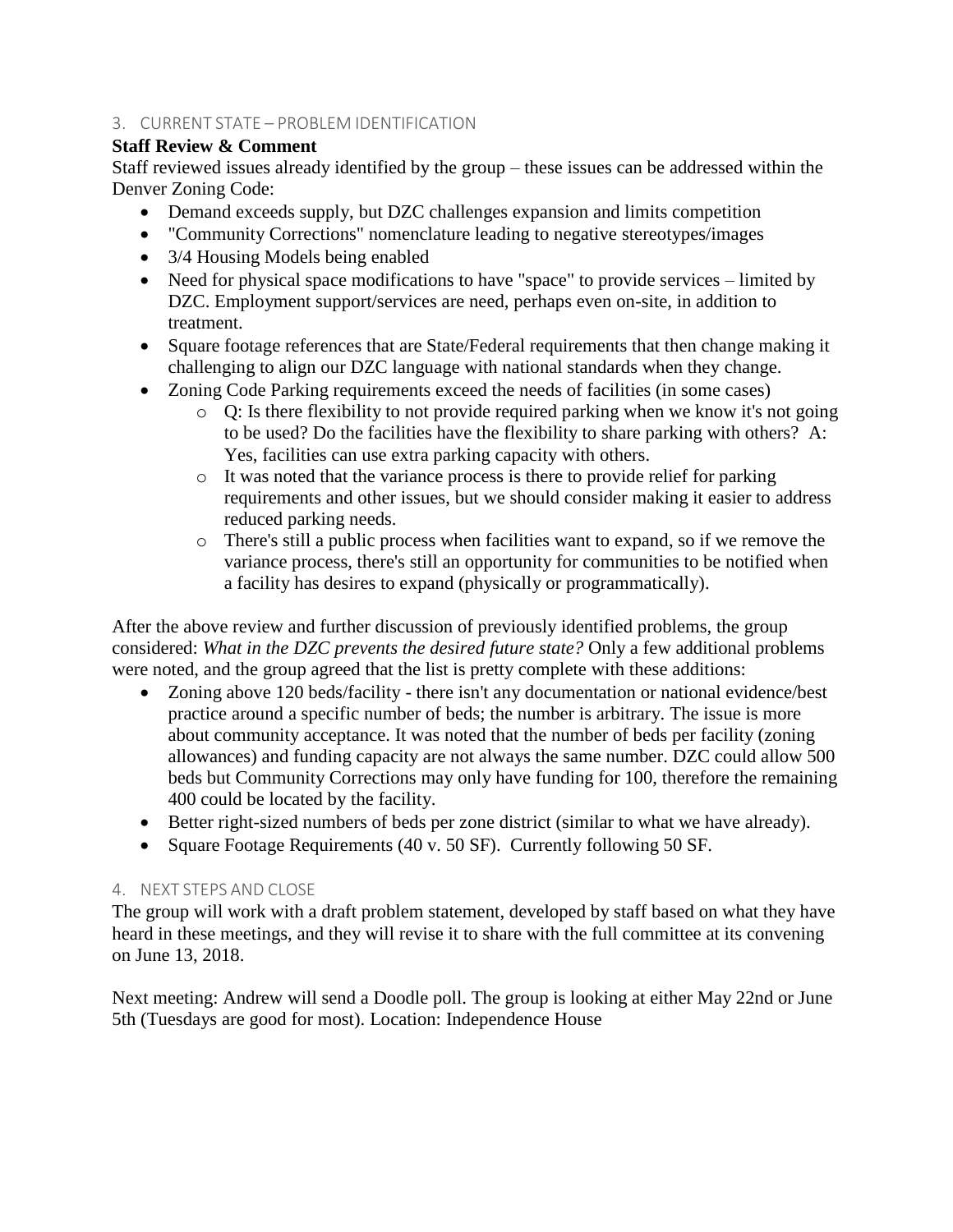## 3. CURRENT STATE – PROBLEM IDENTIFICATION

**Staff Review & Comment**

Staff reviewed issues already identified by the group – these issues can be addressed within the Denver Zoning Code:

- Demand exceeds supply, but DZC challenges expansion and limits competition
- "Community Corrections" nomenclature leading to negative stereotypes/images
- 3/4 Housing Models being enabled
- Need for physical space modifications to have "space" to provide services – limited by DZC. Employment support/services are need, perhaps even on-site, in addition to treatment.
- Square footage references that are State/Federal requirements that then change making it challenging to align our DZC language with national standards when they change.
- Zoning Code Parking requirements exceed the needs of facilities (in some cases)
  - Q: Is there flexibility to not provide required parking when we know it's not going to be used? Do the facilities have the flexibility to share parking with others? A: Yes, facilities can use extra parking capacity with others.
  - It was noted that the variance process is there to provide relief for parking requirements and other issues, but we should consider making it easier to address reduced parking needs.
  - There's still a public process when facilities want to expand, so if we remove the variance process, there's still an opportunity for communities to be notified when a facility has desires to expand (physically or programmatically).

After the above review and further discussion of previously identified problems, the group considered: *What in the DZC prevents the desired future state?* Only a few additional problems were noted, and the group agreed that the list is pretty complete with these additions:

- Zoning above 120 beds/facility - there isn't any documentation or national evidence/best practice around a specific number of beds; the number is arbitrary. The issue is more about community acceptance. It was noted that the number of beds per facility (zoning allowances) and funding capacity are not always the same number. DZC could allow 500 beds but Community Corrections may only have funding for 100, therefore the remaining 400 could be located by the facility.
- Better right-sized numbers of beds per zone district (similar to what we have already).
- Square Footage Requirements (40 v. 50 SF). Currently following 50 SF.

## 4. NEXT STEPS AND CLOSE

The group will work with a draft problem statement, developed by staff based on what they have heard in these meetings, and they will revise it to share with the full committee at its convening on June 13, 2018.

Next meeting: Andrew will send a Doodle poll. The group is looking at either May 22nd or June 5th (Tuesdays are good for most). Location: Independence House